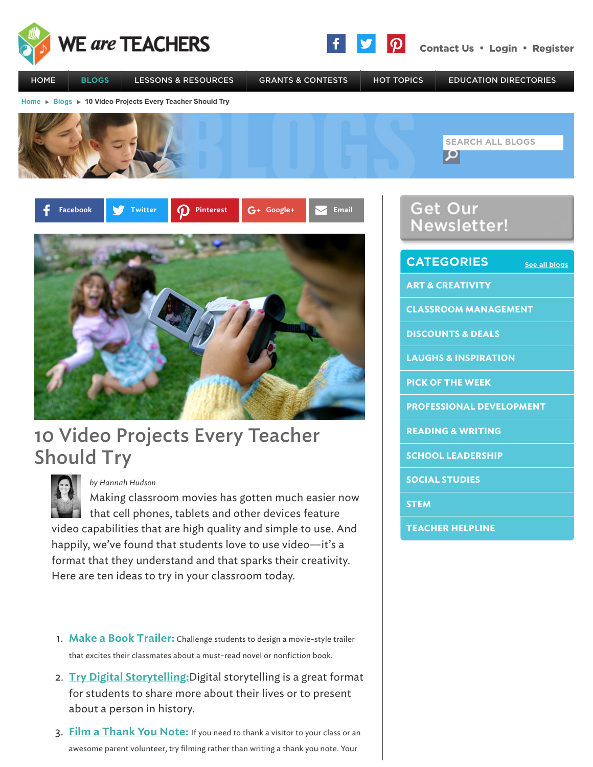WE are TEACHERS

Contact Us • Login • Register

HOME | BLOGS | LESSONS & RESOURCES | GRANTS & CONTESTS | HOT TOPICS | EDUCATION DIRECTORIES

Home ▸ Blogs ▸ 10 Video Projects Every Teacher Should Try

SEARCH ALL BLOGS

Facebook | Twitter | Pinterest | Google+ | Email

# 10 Video Projects Every Teacher Should Try

*by Hannah Hudson*

Making classroom movies has gotten much easier now that cell phones, tablets and other devices feature video capabilities that are high quality and simple to use. And happily, we've found that students love to use video—it's a format that they understand and that sparks their creativity. Here are ten ideas to try in your classroom today.

1. **Make a Book Trailer:** Challenge students to design a movie-style trailer that excites their classmates about a must-read novel or nonfiction book.
2. **Try Digital Storytelling:** Digital storytelling is a great format for students to share more about their lives or to present about a person in history.
3. **Film a Thank You Note:** If you need to thank a visitor to your class or an awesome parent volunteer, try filming rather than writing a thank you note. Your

Get Our Newsletter!

## CATEGORIES

See all blogs

- ART & CREATIVITY
- CLASSROOM MANAGEMENT
- DISCOUNTS & DEALS
- LAUGHS & INSPIRATION
- PICK OF THE WEEK
- PROFESSIONAL DEVELOPMENT
- READING & WRITING
- SCHOOL LEADERSHIP
- SOCIAL STUDIES
- STEM
- TEACHER HELPLINE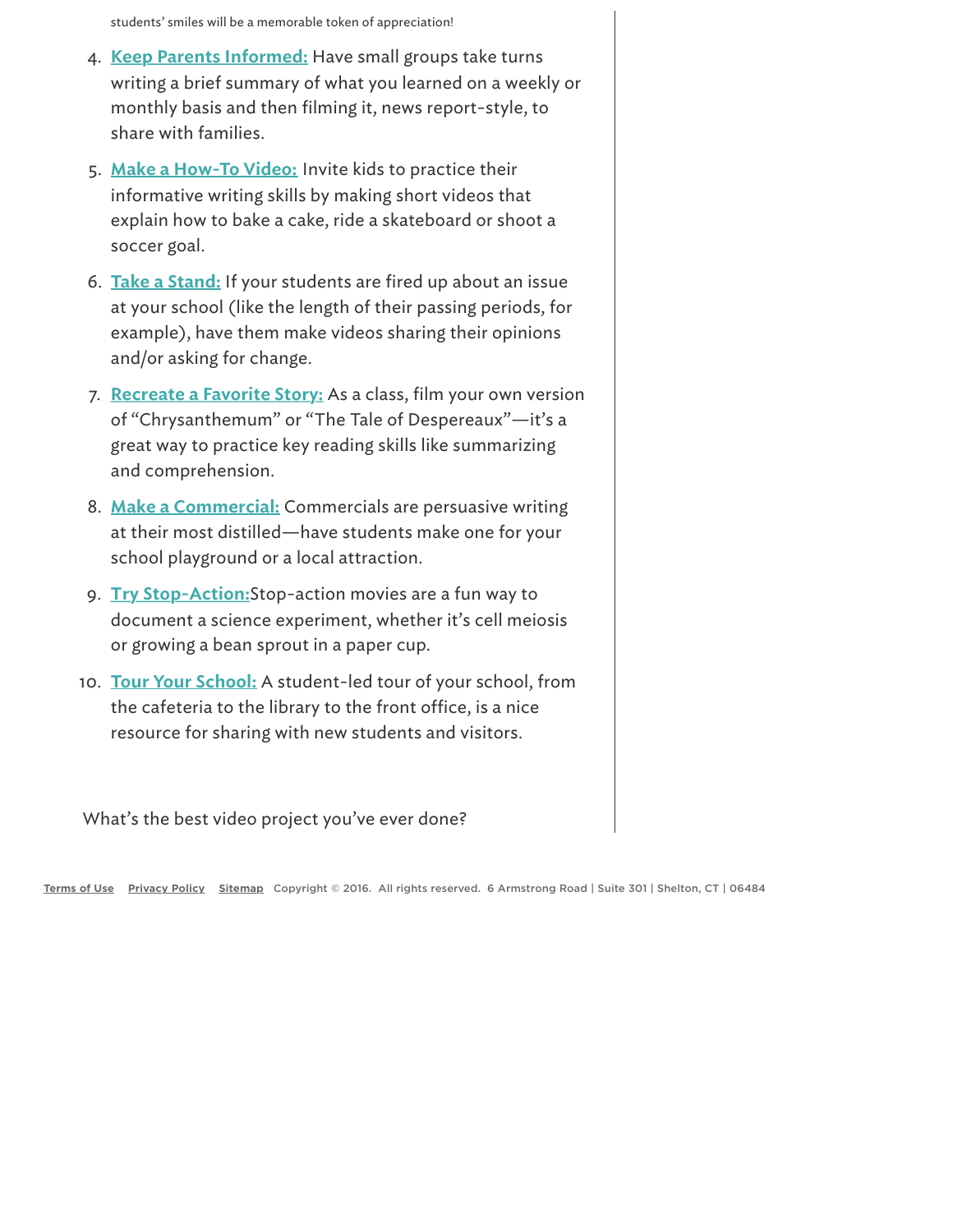students' smiles will be a memorable token of appreciation!

4. **Keep Parents Informed:** Have small groups take turns writing a brief summary of what you learned on a weekly or monthly basis and then filming it, news report-style, to share with families.
5. **Make a How-To Video:** Invite kids to practice their informative writing skills by making short videos that explain how to bake a cake, ride a skateboard or shoot a soccer goal.
6. **Take a Stand:** If your students are fired up about an issue at your school (like the length of their passing periods, for example), have them make videos sharing their opinions and/or asking for change.
7. **Recreate a Favorite Story:** As a class, film your own version of "Chrysanthemum" or "The Tale of Despereaux"—it's a great way to practice key reading skills like summarizing and comprehension.
8. **Make a Commercial:** Commercials are persuasive writing at their most distilled—have students make one for your school playground or a local attraction.
9. **Try Stop-Action:**Stop-action movies are a fun way to document a science experiment, whether it's cell meiosis or growing a bean sprout in a paper cup.
10. **Tour Your School:** A student-led tour of your school, from the cafeteria to the library to the front office, is a nice resource for sharing with new students and visitors.

What's the best video project you've ever done?

Terms of Use Privacy Policy Sitemap Copyright © 2016. All rights reserved. 6 Armstrong Road | Suite 301 | Shelton, CT | 06484